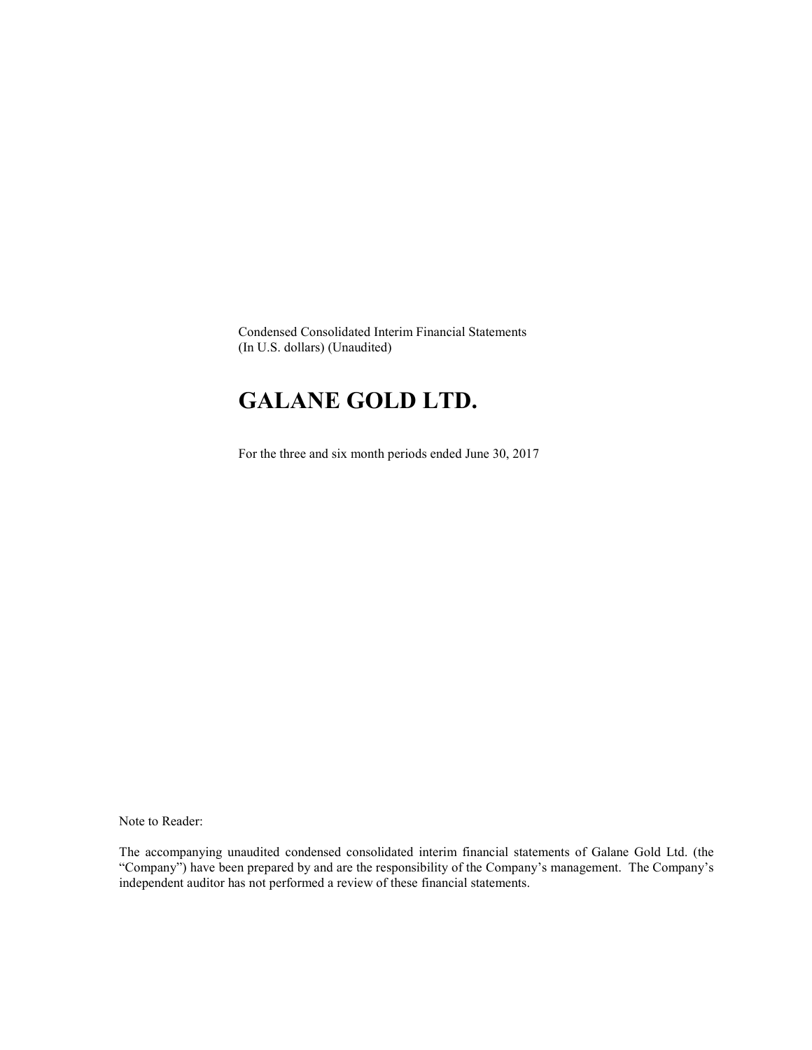Condensed Consolidated Interim Financial Statements
(In U.S. dollars) (Unaudited)

# GALANE GOLD LTD.

For the three and six month periods ended June 30, 2017

Note to Reader:

The accompanying unaudited condensed consolidated interim financial statements of Galane Gold Ltd. (the "Company") have been prepared by and are the responsibility of the Company's management. The Company's independent auditor has not performed a review of these financial statements.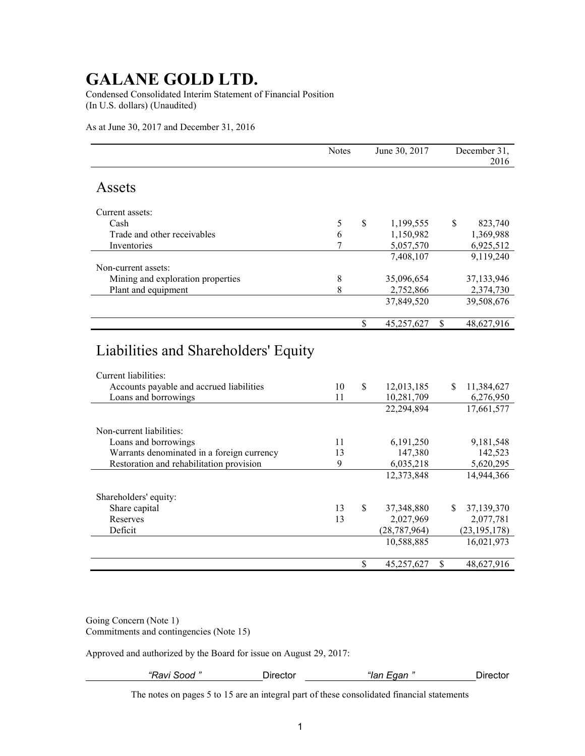# GALANE GOLD LTD.

Condensed Consolidated Interim Statement of Financial Position
(In U.S. dollars) (Unaudited)

As at June 30, 2017 and December 31, 2016

| | Notes | June 30, 2017 | December 31, 2016 |
|---|---|---|---|
| **Assets** | | | |
| Current assets: | | | |
| Cash | 5 | $ 1,199,555 | $ 823,740 |
| Trade and other receivables | 6 | 1,150,982 | 1,369,988 |
| Inventories | 7 | 5,057,570 | 6,925,512 |
| | | 7,408,107 | 9,119,240 |
| Non-current assets: | | | |
| Mining and exploration properties | 8 | 35,096,654 | 37,133,946 |
| Plant and equipment | 8 | 2,752,866 | 2,374,730 |
| | | 37,849,520 | 39,508,676 |
| | | $ 45,257,627 | $ 48,627,916 |
| **Liabilities and Shareholders' Equity** | | | |
| Current liabilities: | | | |
| Accounts payable and accrued liabilities | 10 | $ 12,013,185 | $ 11,384,627 |
| Loans and borrowings | 11 | 10,281,709 | 6,276,950 |
| | | 22,294,894 | 17,661,577 |
| Non-current liabilities: | | | |
| Loans and borrowings | 11 | 6,191,250 | 9,181,548 |
| Warrants denominated in a foreign currency | 13 | 147,380 | 142,523 |
| Restoration and rehabilitation provision | 9 | 6,035,218 | 5,620,295 |
| | | 12,373,848 | 14,944,366 |
| Shareholders' equity: | | | |
| Share capital | 13 | $ 37,348,880 | $ 37,139,370 |
| Reserves | 13 | 2,027,969 | 2,077,781 |
| Deficit | | (28,787,964) | (23,195,178) |
| | | 10,588,885 | 16,021,973 |
| | | $ 45,257,627 | $ 48,627,916 |

Going Concern (Note 1)
Commitments and contingencies (Note 15)

Approved and authorized by the Board for issue on August 29, 2017:

*"Ravi Sood"* Director *"Ian Egan"* Director

The notes on pages 5 to 15 are an integral part of these consolidated financial statements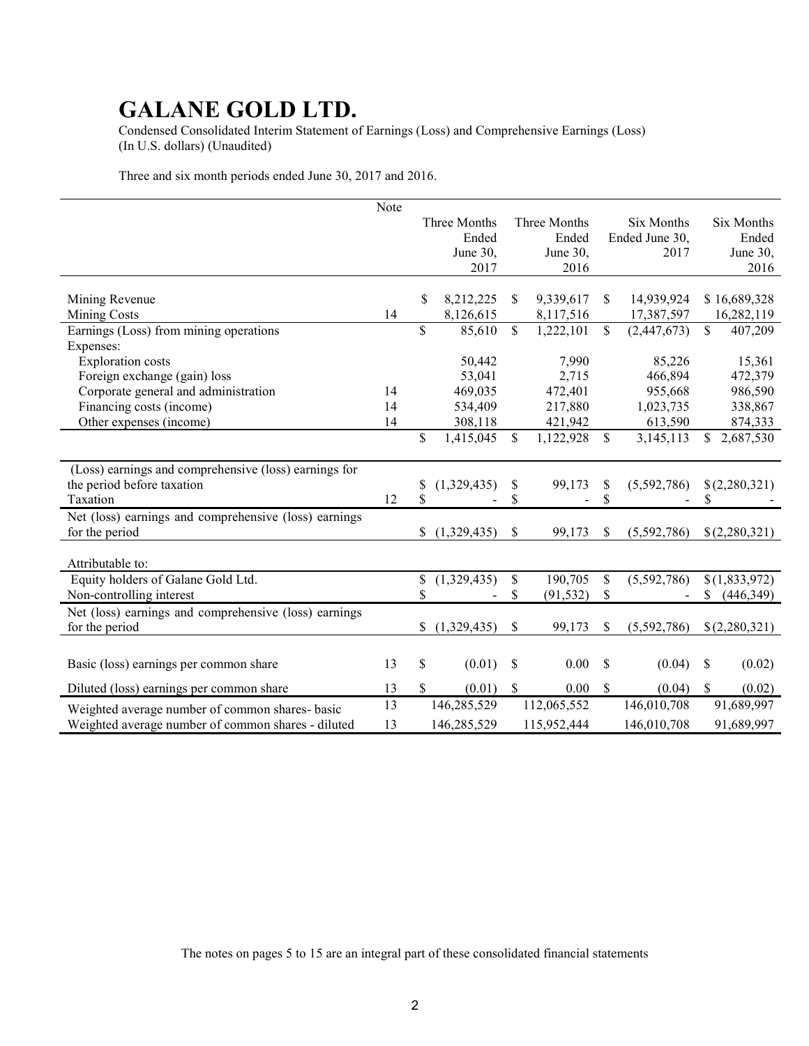# GALANE GOLD LTD.

Condensed Consolidated Interim Statement of Earnings (Loss) and Comprehensive Earnings (Loss)
(In U.S. dollars) (Unaudited)

Three and six month periods ended June 30, 2017 and 2016.

| | Note | Three Months Ended June 30, 2017 | Three Months Ended June 30, 2016 | Six Months Ended June 30, 2017 | Six Months Ended June 30, 2016 |
|---|---|---|---|---|---|
| Mining Revenue | | $ 8,212,225 | $ 9,339,617 | $ 14,939,924 | $ 16,689,328 |
| Mining Costs | 14 | 8,126,615 | 8,117,516 | 17,387,597 | 16,282,119 |
| Earnings (Loss) from mining operations | | $ 85,610 | $ 1,222,101 | $ (2,447,673) | $ 407,209 |
| Expenses: | | | | | |
| Exploration costs | | 50,442 | 7,990 | 85,226 | 15,361 |
| Foreign exchange (gain) loss | | 53,041 | 2,715 | 466,894 | 472,379 |
| Corporate general and administration | 14 | 469,035 | 472,401 | 955,668 | 986,590 |
| Financing costs (income) | 14 | 534,409 | 217,880 | 1,023,735 | 338,867 |
| Other expenses (income) | 14 | 308,118 | 421,942 | 613,590 | 874,333 |
| | | $ 1,415,045 | $ 1,122,928 | $ 3,145,113 | $ 2,687,530 |
| (Loss) earnings and comprehensive (loss) earnings for the period before taxation | | $ (1,329,435) | $ 99,173 | $ (5,592,786) | $ (2,280,321) |
| Taxation | 12 | $ - | $ - | $ - | $ - |
| Net (loss) earnings and comprehensive (loss) earnings for the period | | $ (1,329,435) | $ 99,173 | $ (5,592,786) | $ (2,280,321) |
| Attributable to: | | | | | |
| Equity holders of Galane Gold Ltd. | | $ (1,329,435) | $ 190,705 | $ (5,592,786) | $ (1,833,972) |
| Non-controlling interest | | $ - | $ (91,532) | $ - | $ (446,349) |
| Net (loss) earnings and comprehensive (loss) earnings for the period | | $ (1,329,435) | $ 99,173 | $ (5,592,786) | $ (2,280,321) |
| Basic (loss) earnings per common share | 13 | $ (0.01) | $ 0.00 | $ (0.04) | $ (0.02) |
| Diluted (loss) earnings per common share | 13 | $ (0.01) | $ 0.00 | $ (0.04) | $ (0.02) |
| Weighted average number of common shares- basic | 13 | 146,285,529 | 112,065,552 | 146,010,708 | 91,689,997 |
| Weighted average number of common shares - diluted | 13 | 146,285,529 | 115,952,444 | 146,010,708 | 91,689,997 |

The notes on pages 5 to 15 are an integral part of these consolidated financial statements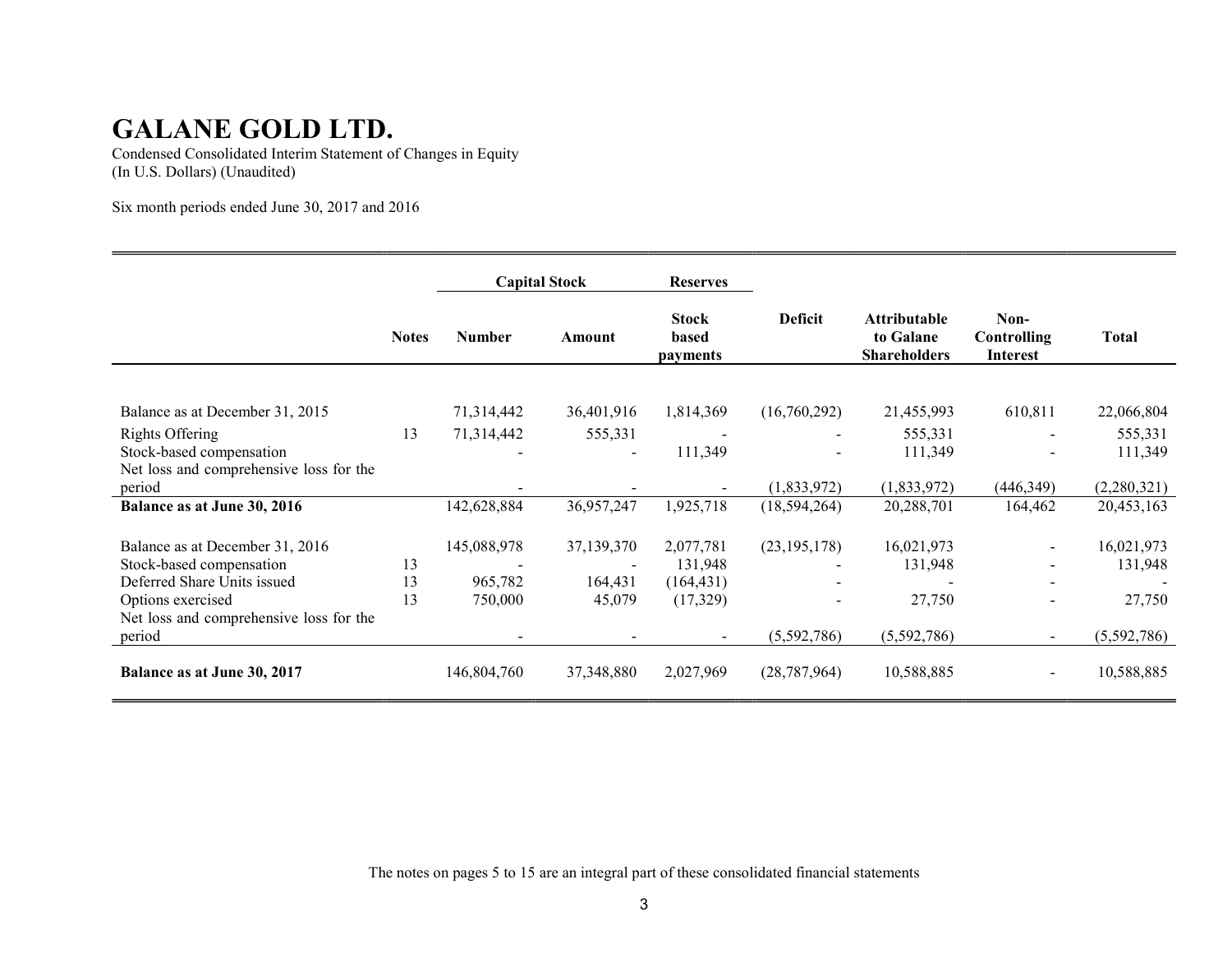# GALANE GOLD LTD.

Condensed Consolidated Interim Statement of Changes in Equity
(In U.S. Dollars) (Unaudited)

Six month periods ended June 30, 2017 and 2016

| | | Capital Stock | | Reserves | | | | |
|---|---|---|---|---|---|---|---|---|
| | Notes | Number | Amount | Stock based payments | Deficit | Attributable to Galane Shareholders | Non-Controlling Interest | Total |
| Balance as at December 31, 2015 | | 71,314,442 | 36,401,916 | 1,814,369 | (16,760,292) | 21,455,993 | 610,811 | 22,066,804 |
| Rights Offering | 13 | 71,314,442 | 555,331 | - | - | 555,331 | - | 555,331 |
| Stock-based compensation | | - | - | 111,349 | - | 111,349 | - | 111,349 |
| Net loss and comprehensive loss for the period | | - | - | - | (1,833,972) | (1,833,972) | (446,349) | (2,280,321) |
| **Balance as at June 30, 2016** | | 142,628,884 | 36,957,247 | 1,925,718 | (18,594,264) | 20,288,701 | 164,462 | 20,453,163 |
| Balance as at December 31, 2016 | | 145,088,978 | 37,139,370 | 2,077,781 | (23,195,178) | 16,021,973 | - | 16,021,973 |
| Stock-based compensation | 13 | - | - | 131,948 | - | 131,948 | - | 131,948 |
| Deferred Share Units issued | 13 | 965,782 | 164,431 | (164,431) | - | - | - | - |
| Options exercised | 13 | 750,000 | 45,079 | (17,329) | - | 27,750 | - | 27,750 |
| Net loss and comprehensive loss for the period | | - | - | - | (5,592,786) | (5,592,786) | - | (5,592,786) |
| **Balance as at June 30, 2017** | | 146,804,760 | 37,348,880 | 2,027,969 | (28,787,964) | 10,588,885 | - | 10,588,885 |

The notes on pages 5 to 15 are an integral part of these consolidated financial statements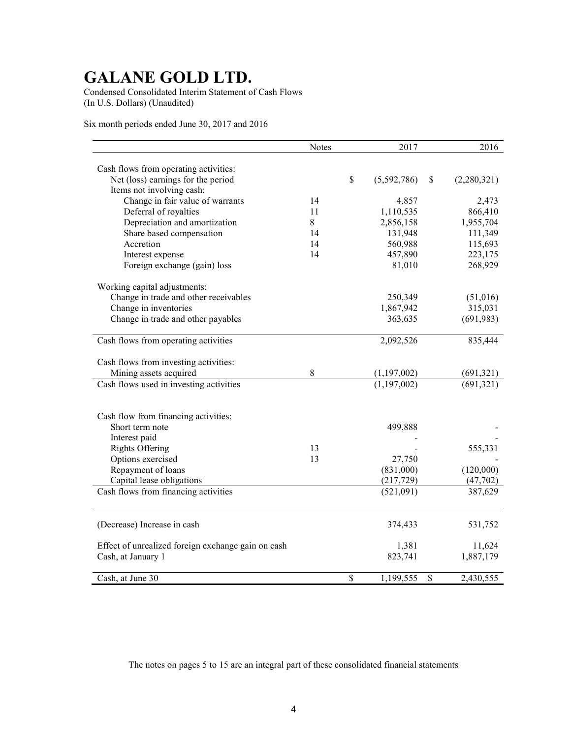# GALANE GOLD LTD.

Condensed Consolidated Interim Statement of Cash Flows
(In U.S. Dollars) (Unaudited)

Six month periods ended June 30, 2017 and 2016

| | Notes | 2017 | 2016 |
|---|---|---|---|
| Cash flows from operating activities: | | | |
| Net (loss) earnings for the period | | $ (5,592,786) | $ (2,280,321) |
| Items not involving cash: | | | |
| Change in fair value of warrants | 14 | 4,857 | 2,473 |
| Deferral of royalties | 11 | 1,110,535 | 866,410 |
| Depreciation and amortization | 8 | 2,856,158 | 1,955,704 |
| Share based compensation | 14 | 131,948 | 111,349 |
| Accretion | 14 | 560,988 | 115,693 |
| Interest expense | 14 | 457,890 | 223,175 |
| Foreign exchange (gain) loss | | 81,010 | 268,929 |
| Working capital adjustments: | | | |
| Change in trade and other receivables | | 250,349 | (51,016) |
| Change in inventories | | 1,867,942 | 315,031 |
| Change in trade and other payables | | 363,635 | (691,983) |
| Cash flows from operating activities | | 2,092,526 | 835,444 |
| Cash flows from investing activities: | | | |
| Mining assets acquired | 8 | (1,197,002) | (691,321) |
| Cash flows used in investing activities | | (1,197,002) | (691,321) |
| Cash flow from financing activities: | | | |
| Short term note | | 499,888 | - |
| Interest paid | | - | - |
| Rights Offering | 13 | - | 555,331 |
| Options exercised | 13 | 27,750 | - |
| Repayment of loans | | (831,000) | (120,000) |
| Capital lease obligations | | (217,729) | (47,702) |
| Cash flows from financing activities | | (521,091) | 387,629 |
| (Decrease) Increase in cash | | 374,433 | 531,752 |
| Effect of unrealized foreign exchange gain on cash | | 1,381 | 11,624 |
| Cash, at January 1 | | 823,741 | 1,887,179 |
| Cash, at June 30 | | $ 1,199,555 | $ 2,430,555 |

The notes on pages 5 to 15 are an integral part of these consolidated financial statements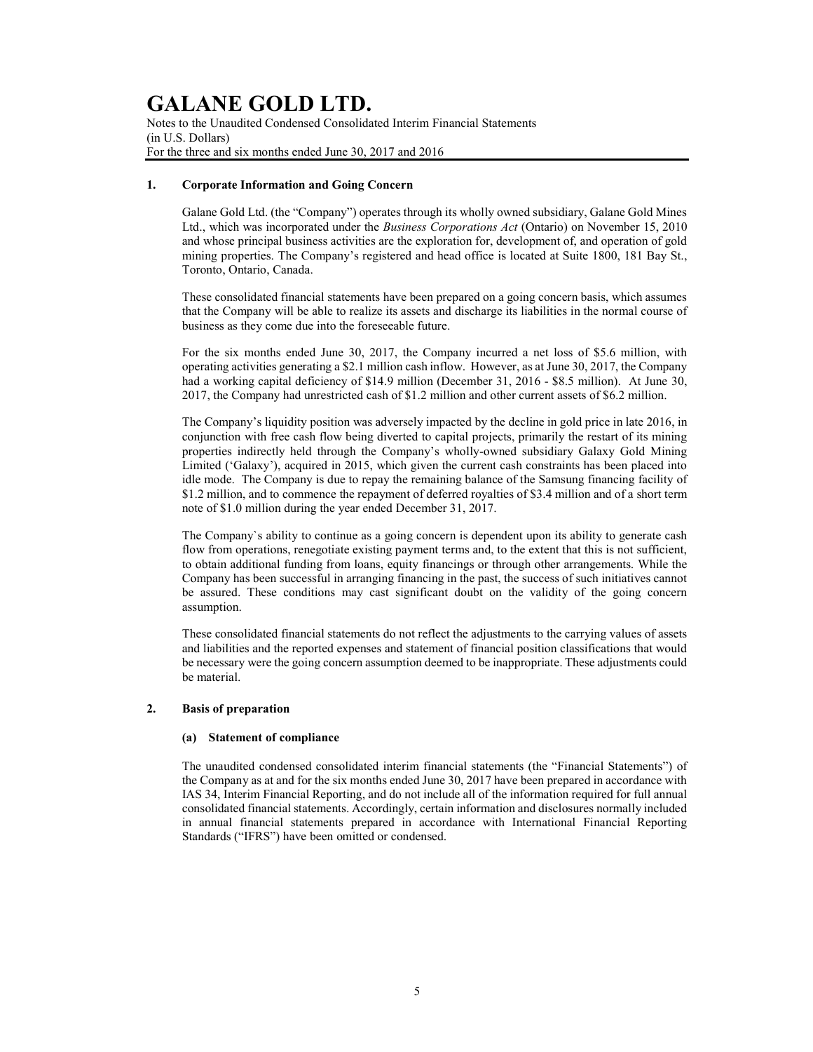## 1. Corporate Information and Going Concern

Galane Gold Ltd. (the "Company") operates through its wholly owned subsidiary, Galane Gold Mines Ltd., which was incorporated under the *Business Corporations Act* (Ontario) on November 15, 2010 and whose principal business activities are the exploration for, development of, and operation of gold mining properties. The Company's registered and head office is located at Suite 1800, 181 Bay St., Toronto, Ontario, Canada.

These consolidated financial statements have been prepared on a going concern basis, which assumes that the Company will be able to realize its assets and discharge its liabilities in the normal course of business as they come due into the foreseeable future.

For the six months ended June 30, 2017, the Company incurred a net loss of $5.6 million, with operating activities generating a $2.1 million cash inflow. However, as at June 30, 2017, the Company had a working capital deficiency of $14.9 million (December 31, 2016 - $8.5 million). At June 30, 2017, the Company had unrestricted cash of $1.2 million and other current assets of $6.2 million.

The Company's liquidity position was adversely impacted by the decline in gold price in late 2016, in conjunction with free cash flow being diverted to capital projects, primarily the restart of its mining properties indirectly held through the Company's wholly-owned subsidiary Galaxy Gold Mining Limited ('Galaxy'), acquired in 2015, which given the current cash constraints has been placed into idle mode. The Company is due to repay the remaining balance of the Samsung financing facility of $1.2 million, and to commence the repayment of deferred royalties of $3.4 million and of a short term note of $1.0 million during the year ended December 31, 2017.

The Company`s ability to continue as a going concern is dependent upon its ability to generate cash flow from operations, renegotiate existing payment terms and, to the extent that this is not sufficient, to obtain additional funding from loans, equity financings or through other arrangements. While the Company has been successful in arranging financing in the past, the success of such initiatives cannot be assured. These conditions may cast significant doubt on the validity of the going concern assumption.

These consolidated financial statements do not reflect the adjustments to the carrying values of assets and liabilities and the reported expenses and statement of financial position classifications that would be necessary were the going concern assumption deemed to be inappropriate. These adjustments could be material.

## 2. Basis of preparation

### (a) Statement of compliance

The unaudited condensed consolidated interim financial statements (the "Financial Statements") of the Company as at and for the six months ended June 30, 2017 have been prepared in accordance with IAS 34, Interim Financial Reporting, and do not include all of the information required for full annual consolidated financial statements. Accordingly, certain information and disclosures normally included in annual financial statements prepared in accordance with International Financial Reporting Standards ("IFRS") have been omitted or condensed.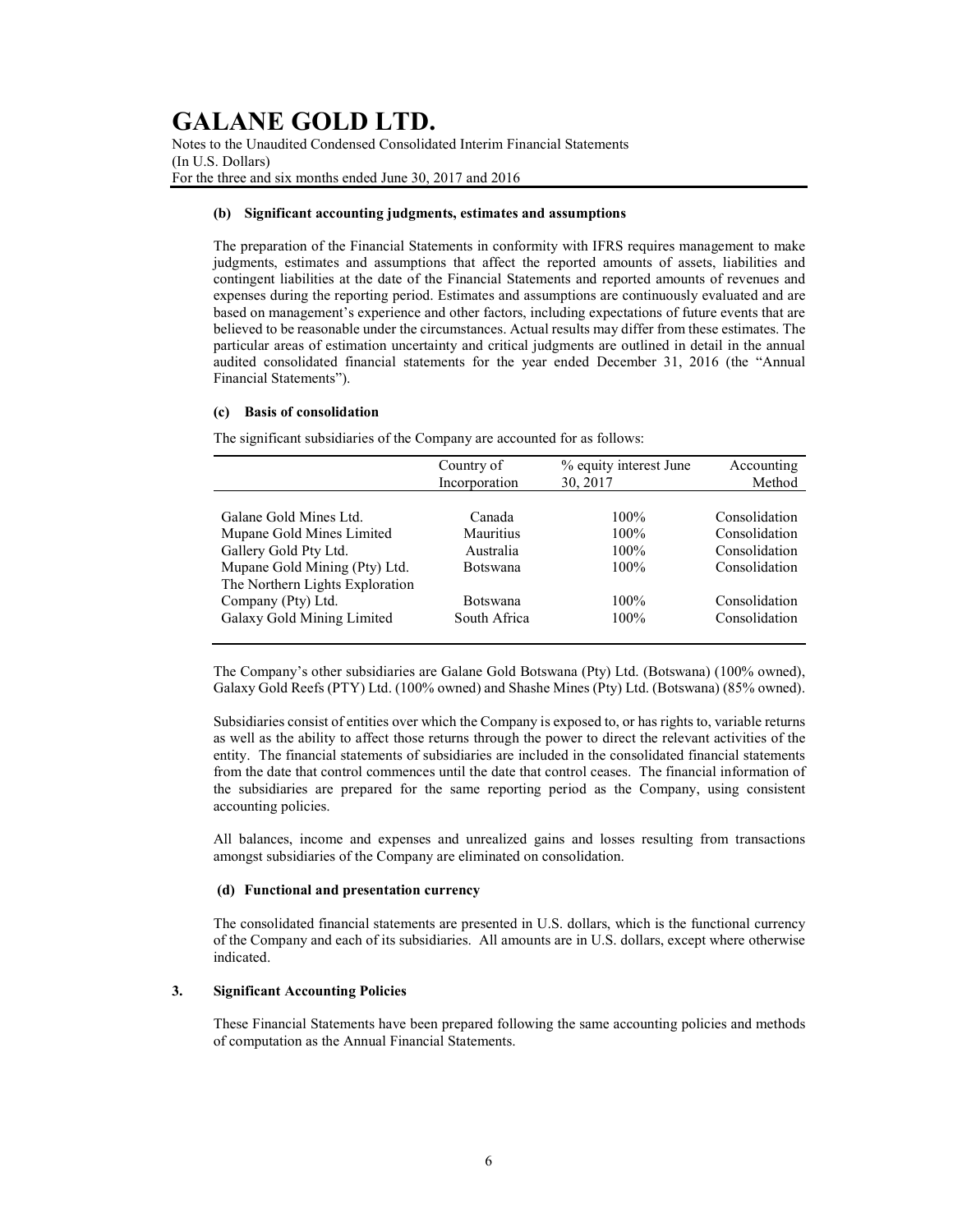#### (b) Significant accounting judgments, estimates and assumptions

The preparation of the Financial Statements in conformity with IFRS requires management to make judgments, estimates and assumptions that affect the reported amounts of assets, liabilities and contingent liabilities at the date of the Financial Statements and reported amounts of revenues and expenses during the reporting period. Estimates and assumptions are continuously evaluated and are based on management's experience and other factors, including expectations of future events that are believed to be reasonable under the circumstances. Actual results may differ from these estimates. The particular areas of estimation uncertainty and critical judgments are outlined in detail in the annual audited consolidated financial statements for the year ended December 31, 2016 (the "Annual Financial Statements").

#### (c) Basis of consolidation

The significant subsidiaries of the Company are accounted for as follows:

| | Country of Incorporation | % equity interest June 30, 2017 | Accounting Method |
|---|---|---|---|
| Galane Gold Mines Ltd. | Canada | 100% | Consolidation |
| Mupane Gold Mines Limited | Mauritius | 100% | Consolidation |
| Gallery Gold Pty Ltd. | Australia | 100% | Consolidation |
| Mupane Gold Mining (Pty) Ltd. | Botswana | 100% | Consolidation |
| The Northern Lights Exploration Company (Pty) Ltd. | Botswana | 100% | Consolidation |
| Galaxy Gold Mining Limited | South Africa | 100% | Consolidation |

The Company's other subsidiaries are Galane Gold Botswana (Pty) Ltd. (Botswana) (100% owned), Galaxy Gold Reefs (PTY) Ltd. (100% owned) and Shashe Mines (Pty) Ltd. (Botswana) (85% owned).

Subsidiaries consist of entities over which the Company is exposed to, or has rights to, variable returns as well as the ability to affect those returns through the power to direct the relevant activities of the entity. The financial statements of subsidiaries are included in the consolidated financial statements from the date that control commences until the date that control ceases. The financial information of the subsidiaries are prepared for the same reporting period as the Company, using consistent accounting policies.

All balances, income and expenses and unrealized gains and losses resulting from transactions amongst subsidiaries of the Company are eliminated on consolidation.

#### (d) Functional and presentation currency

The consolidated financial statements are presented in U.S. dollars, which is the functional currency of the Company and each of its subsidiaries. All amounts are in U.S. dollars, except where otherwise indicated.

## 3. Significant Accounting Policies

These Financial Statements have been prepared following the same accounting policies and methods of computation as the Annual Financial Statements.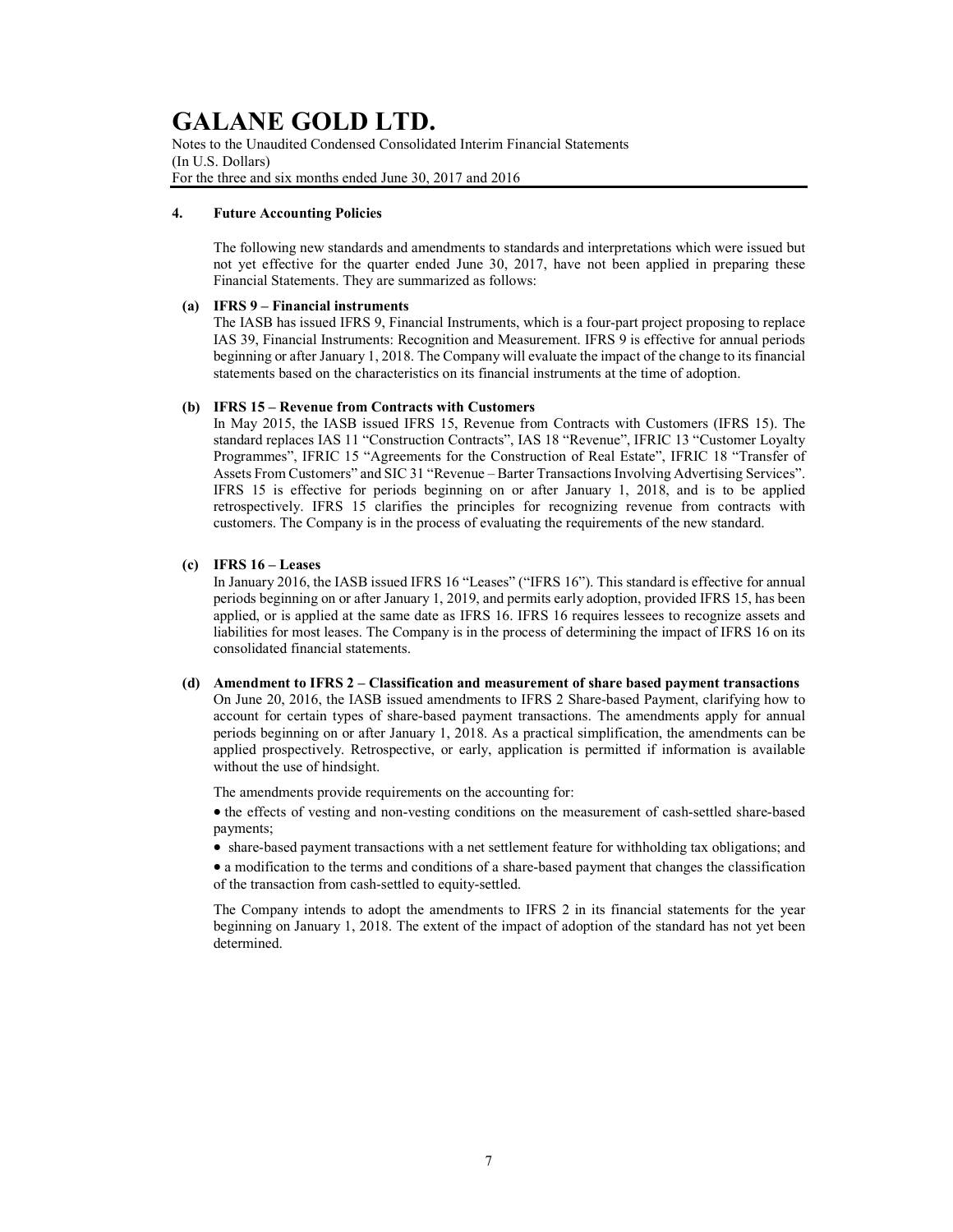## 4. Future Accounting Policies

The following new standards and amendments to standards and interpretations which were issued but not yet effective for the quarter ended June 30, 2017, have not been applied in preparing these Financial Statements. They are summarized as follows:

**(a) IFRS 9 – Financial instruments**

The IASB has issued IFRS 9, Financial Instruments, which is a four-part project proposing to replace IAS 39, Financial Instruments: Recognition and Measurement. IFRS 9 is effective for annual periods beginning or after January 1, 2018. The Company will evaluate the impact of the change to its financial statements based on the characteristics on its financial instruments at the time of adoption.

**(b) IFRS 15 – Revenue from Contracts with Customers**

In May 2015, the IASB issued IFRS 15, Revenue from Contracts with Customers (IFRS 15). The standard replaces IAS 11 "Construction Contracts", IAS 18 "Revenue", IFRIC 13 "Customer Loyalty Programmes", IFRIC 15 "Agreements for the Construction of Real Estate", IFRIC 18 "Transfer of Assets From Customers" and SIC 31 "Revenue – Barter Transactions Involving Advertising Services". IFRS 15 is effective for periods beginning on or after January 1, 2018, and is to be applied retrospectively. IFRS 15 clarifies the principles for recognizing revenue from contracts with customers. The Company is in the process of evaluating the requirements of the new standard.

**(c) IFRS 16 – Leases**

In January 2016, the IASB issued IFRS 16 "Leases" ("IFRS 16"). This standard is effective for annual periods beginning on or after January 1, 2019, and permits early adoption, provided IFRS 15, has been applied, or is applied at the same date as IFRS 16. IFRS 16 requires lessees to recognize assets and liabilities for most leases. The Company is in the process of determining the impact of IFRS 16 on its consolidated financial statements.

**(d) Amendment to IFRS 2 – Classification and measurement of share based payment transactions**

On June 20, 2016, the IASB issued amendments to IFRS 2 Share-based Payment, clarifying how to account for certain types of share-based payment transactions. The amendments apply for annual periods beginning on or after January 1, 2018. As a practical simplification, the amendments can be applied prospectively. Retrospective, or early, application is permitted if information is available without the use of hindsight.

The amendments provide requirements on the accounting for:

- the effects of vesting and non-vesting conditions on the measurement of cash-settled share-based payments;
- share-based payment transactions with a net settlement feature for withholding tax obligations; and
- a modification to the terms and conditions of a share-based payment that changes the classification of the transaction from cash-settled to equity-settled.

The Company intends to adopt the amendments to IFRS 2 in its financial statements for the year beginning on January 1, 2018. The extent of the impact of adoption of the standard has not yet been determined.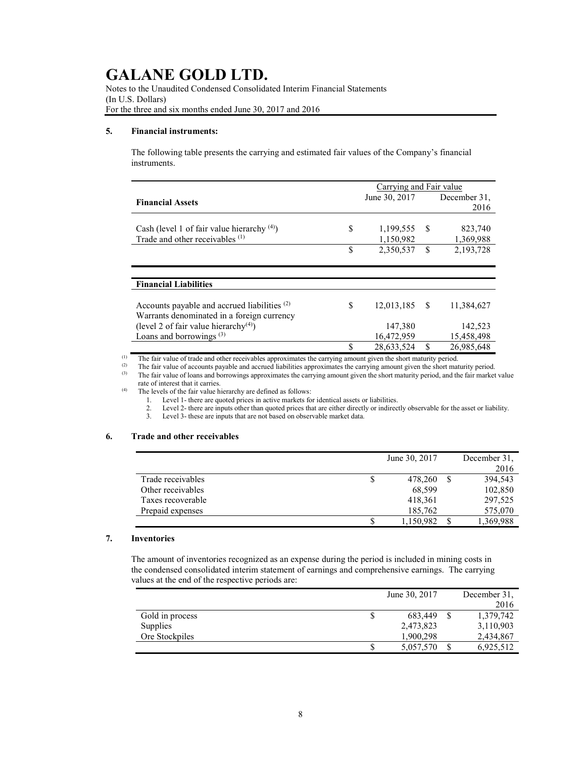# GALANE GOLD LTD.

Notes to the Unaudited Condensed Consolidated Interim Financial Statements
(In U.S. Dollars)
For the three and six months ended June 30, 2017 and 2016

## 5. Financial instruments:

The following table presents the carrying and estimated fair values of the Company's financial instruments.

| Financial Assets | Carrying and Fair value June 30, 2017 | December 31, 2016 |
|---|---|---|
| Cash (level 1 of fair value hierarchy [(4)]) | $ 1,199,555 | $ 823,740 |
| Trade and other receivables [(1)] | 1,150,982 | 1,369,988 |
| | $ 2,350,537 | $ 2,193,728 |

| Financial Liabilities | June 30, 2017 | December 31, 2016 |
|---|---|---|
| Accounts payable and accrued liabilities [(2)] | $ 12,013,185 | $ 11,384,627 |
| Warrants denominated in a foreign currency (level 2 of fair value hierarchy[(4)]) | 147,380 | 142,523 |
| Loans and borrowings [(3)] | 16,472,959 | 15,458,498 |
| | $ 28,633,524 | $ 26,985,648 |

(1) The fair value of trade and other receivables approximates the carrying amount given the short maturity period.
(2) The fair value of accounts payable and accrued liabilities approximates the carrying amount given the short maturity period.
(3) The fair value of loans and borrowings approximates the carrying amount given the short maturity period, and the fair market value rate of interest that it carries.
(4) The levels of the fair value hierarchy are defined as follows:

1. Level 1- there are quoted prices in active markets for identical assets or liabilities.
2. Level 2- there are inputs other than quoted prices that are either directly or indirectly observable for the asset or liability.
3. Level 3- these are inputs that are not based on observable market data.

## 6. Trade and other receivables

| | June 30, 2017 | December 31, 2016 |
|---|---|---|
| Trade receivables | $ 478,260 | $ 394,543 |
| Other receivables | 68,599 | 102,850 |
| Taxes recoverable | 418,361 | 297,525 |
| Prepaid expenses | 185,762 | 575,070 |
| | $ 1,150,982 | $ 1,369,988 |

## 7. Inventories

The amount of inventories recognized as an expense during the period is included in mining costs in the condensed consolidated interim statement of earnings and comprehensive earnings. The carrying values at the end of the respective periods are:

| | June 30, 2017 | December 31, 2016 |
|---|---|---|
| Gold in process | $ 683,449 | $ 1,379,742 |
| Supplies | 2,473,823 | 3,110,903 |
| Ore Stockpiles | 1,900,298 | 2,434,867 |
| | $ 5,057,570 | $ 6,925,512 |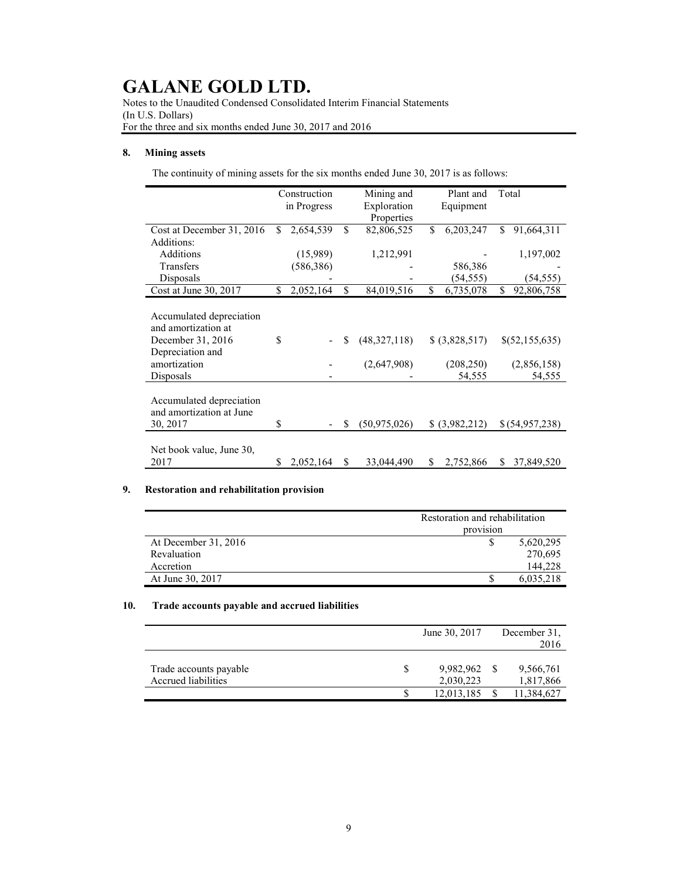# GALANE GOLD LTD.

Notes to the Unaudited Condensed Consolidated Interim Financial Statements
(In U.S. Dollars)
For the three and six months ended June 30, 2017 and 2016

## 8. Mining assets

The continuity of mining assets for the six months ended June 30, 2017 is as follows:

| | Construction in Progress | Mining and Exploration Properties | Plant and Equipment | Total |
|---|---|---|---|---|
| Cost at December 31, 2016 | $ 2,654,539 | $ 82,806,525 | $ 6,203,247 | $ 91,664,311 |
| Additions: | | | | |
| Additions | (15,989) | 1,212,991 | - | 1,197,002 |
| Transfers | (586,386) | - | 586,386 | - |
| Disposals | - | - | (54,555) | (54,555) |
| Cost at June 30, 2017 | $ 2,052,164 | $ 84,019,516 | $ 6,735,078 | $ 92,806,758 |
| Accumulated depreciation and amortization at December 31, 2016 | $ - | $ (48,327,118) | $ (3,828,517) | $(52,155,635) |
| Depreciation and amortization | - | (2,647,908) | (208,250) | (2,856,158) |
| Disposals | - | - | 54,555 | 54,555 |
| Accumulated depreciation and amortization at June 30, 2017 | $ - | $ (50,975,026) | $ (3,982,212) | $ (54,957,238) |
| Net book value, June 30, 2017 | $ 2,052,164 | $ 33,044,490 | $ 2,752,866 | $ 37,849,520 |

## 9. Restoration and rehabilitation provision

| | Restoration and rehabilitation provision |
|---|---|
| At December 31, 2016 | $ 5,620,295 |
| Revaluation | 270,695 |
| Accretion | 144,228 |
| At June 30, 2017 | $ 6,035,218 |

## 10. Trade accounts payable and accrued liabilities

| | June 30, 2017 | December 31, 2016 |
|---|---|---|
| Trade accounts payable | $ 9,982,962 | $ 9,566,761 |
| Accrued liabilities | 2,030,223 | 1,817,866 |
| | $ 12,013,185 | $ 11,384,627 |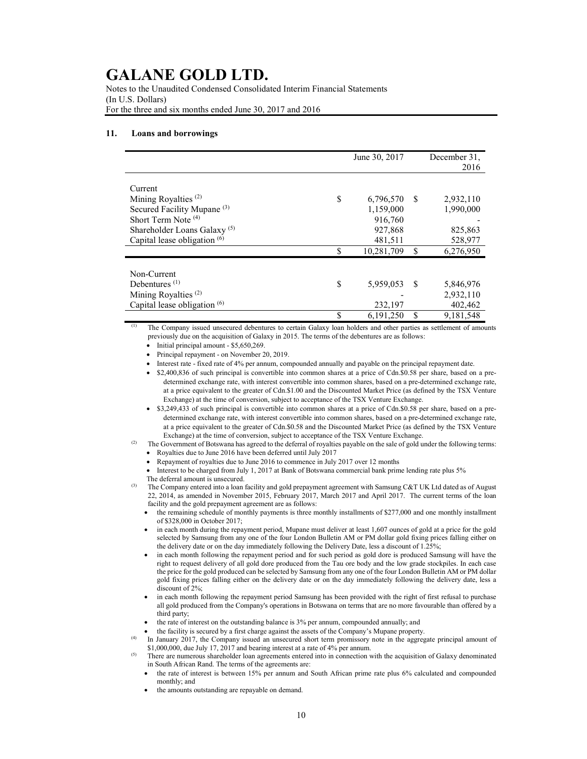# GALANE GOLD LTD.

Notes to the Unaudited Condensed Consolidated Interim Financial Statements
(In U.S. Dollars)
For the three and six months ended June 30, 2017 and 2016

## 11. Loans and borrowings

| | June 30, 2017 | December 31, 2016 |
|---|---|---|
| **Current** | | |
| Mining Royalties [(2)] | $ 6,796,570 | $ 2,932,110 |
| Secured Facility Mupane [(3)] | 1,159,000 | 1,990,000 |
| Short Term Note [(4)] | 916,760 | - |
| Shareholder Loans Galaxy [(5)] | 927,868 | 825,863 |
| Capital lease obligation [(6)] | 481,511 | 528,977 |
| | $ 10,281,709 | $ 6,276,950 |
| **Non-Current** | | |
| Debentures [(1)] | $ 5,959,053 | $ 5,846,976 |
| Mining Royalties [(2)] | - | 2,932,110 |
| Capital lease obligation [(6)] | 232,197 | 402,462 |
| | $ 6,191,250 | $ 9,181,548 |

(1) The Company issued unsecured debentures to certain Galaxy loan holders and other parties as settlement of amounts previously due on the acquisition of Galaxy in 2015. The terms of the debentures are as follows:

- Initial principal amount - $5,650,269.
- Principal repayment - on November 20, 2019.
- Interest rate - fixed rate of 4% per annum, compounded annually and payable on the principal repayment date.
- $2,400,836 of such principal is convertible into common shares at a price of Cdn.$0.58 per share, based on a pre-determined exchange rate, with interest convertible into common shares, based on a pre-determined exchange rate, at a price equivalent to the greater of Cdn.$1.00 and the Discounted Market Price (as defined by the TSX Venture Exchange) at the time of conversion, subject to acceptance of the TSX Venture Exchange.
- $3,249,433 of such principal is convertible into common shares at a price of Cdn.$0.58 per share, based on a pre-determined exchange rate, with interest convertible into common shares, based on a pre-determined exchange rate, at a price equivalent to the greater of Cdn.$0.58 and the Discounted Market Price (as defined by the TSX Venture Exchange) at the time of conversion, subject to acceptance of the TSX Venture Exchange.

(2) The Government of Botswana has agreed to the deferral of royalties payable on the sale of gold under the following terms:

- Royalties due to June 2016 have been deferred until July 2017
- Repayment of royalties due to June 2016 to commence in July 2017 over 12 months
- Interest to be charged from July 1, 2017 at Bank of Botswana commercial bank prime lending rate plus 5%

The deferral amount is unsecured.

(3) The Company entered into a loan facility and gold prepayment agreement with Samsung C&T UK Ltd dated as of August 22, 2014, as amended in November 2015, February 2017, March 2017 and April 2017. The current terms of the loan facility and the gold prepayment agreement are as follows:

- the remaining schedule of monthly payments is three monthly installments of $277,000 and one monthly installment of $328,000 in October 2017;
- in each month during the repayment period, Mupane must deliver at least 1,607 ounces of gold at a price for the gold selected by Samsung from any one of the four London Bulletin AM or PM dollar gold fixing prices falling either on the delivery date or on the day immediately following the Delivery Date, less a discount of 1.25%;
- in each month following the repayment period and for such period as gold dore is produced Samsung will have the right to request delivery of all gold dore produced from the Tau ore body and the low grade stockpiles. In each case the price for the gold produced can be selected by Samsung from any one of the four London Bulletin AM or PM dollar gold fixing prices falling either on the delivery date or on the day immediately following the delivery date, less a discount of 2%;
- in each month following the repayment period Samsung has been provided with the right of first refusal to purchase all gold produced from the Company's operations in Botswana on terms that are no more favourable than offered by a third party;
- the rate of interest on the outstanding balance is 3% per annum, compounded annually; and
- the facility is secured by a first charge against the assets of the Company's Mupane property.

(4) In January 2017, the Company issued an unsecured short term promissory note in the aggregate principal amount of $1,000,000, due July 17, 2017 and bearing interest at a rate of 4% per annum.

(5) There are numerous shareholder loan agreements entered into in connection with the acquisition of Galaxy denominated in South African Rand. The terms of the agreements are:

- the rate of interest is between 15% per annum and South African prime rate plus 6% calculated and compounded monthly; and
- the amounts outstanding are repayable on demand.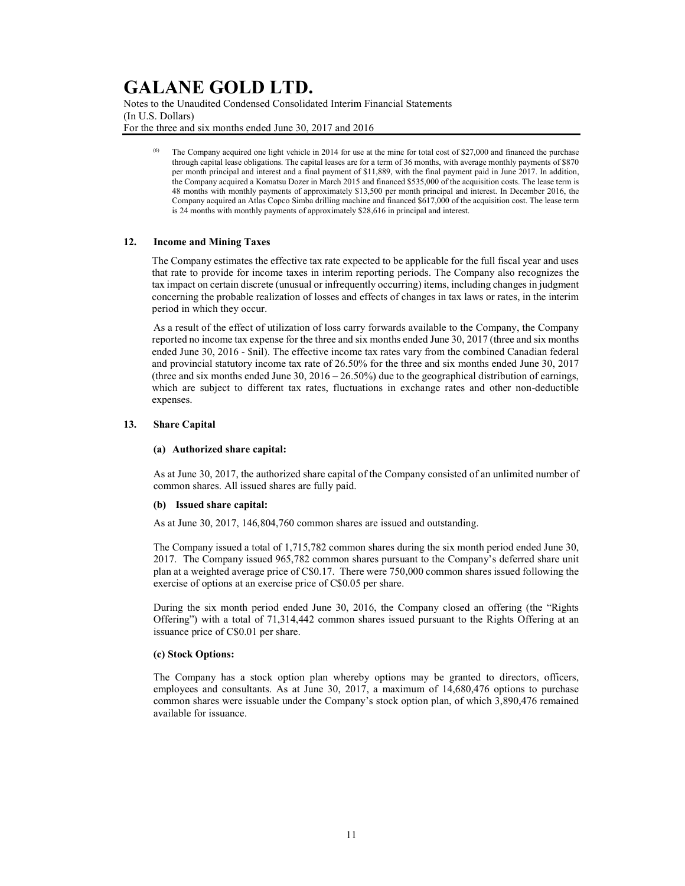[6] The Company acquired one light vehicle in 2014 for use at the mine for total cost of $27,000 and financed the purchase through capital lease obligations. The capital leases are for a term of 36 months, with average monthly payments of $870 per month principal and interest and a final payment of $11,889, with the final payment paid in June 2017. In addition, the Company acquired a Komatsu Dozer in March 2015 and financed $535,000 of the acquisition costs. The lease term is 48 months with monthly payments of approximately $13,500 per month principal and interest. In December 2016, the Company acquired an Atlas Copco Simba drilling machine and financed $617,000 of the acquisition cost. The lease term is 24 months with monthly payments of approximately $28,616 in principal and interest.

## 12. Income and Mining Taxes

The Company estimates the effective tax rate expected to be applicable for the full fiscal year and uses that rate to provide for income taxes in interim reporting periods. The Company also recognizes the tax impact on certain discrete (unusual or infrequently occurring) items, including changes in judgment concerning the probable realization of losses and effects of changes in tax laws or rates, in the interim period in which they occur.

As a result of the effect of utilization of loss carry forwards available to the Company, the Company reported no income tax expense for the three and six months ended June 30, 2017 (three and six months ended June 30, 2016 - $nil). The effective income tax rates vary from the combined Canadian federal and provincial statutory income tax rate of 26.50% for the three and six months ended June 30, 2017 (three and six months ended June 30, 2016 – 26.50%) due to the geographical distribution of earnings, which are subject to different tax rates, fluctuations in exchange rates and other non-deductible expenses.

## 13. Share Capital

### (a) Authorized share capital:

As at June 30, 2017, the authorized share capital of the Company consisted of an unlimited number of common shares. All issued shares are fully paid.

### (b) Issued share capital:

As at June 30, 2017, 146,804,760 common shares are issued and outstanding.

The Company issued a total of 1,715,782 common shares during the six month period ended June 30, 2017. The Company issued 965,782 common shares pursuant to the Company's deferred share unit plan at a weighted average price of C$0.17. There were 750,000 common shares issued following the exercise of options at an exercise price of C$0.05 per share.

During the six month period ended June 30, 2016, the Company closed an offering (the "Rights Offering") with a total of 71,314,442 common shares issued pursuant to the Rights Offering at an issuance price of C$0.01 per share.

### (c) Stock Options:

The Company has a stock option plan whereby options may be granted to directors, officers, employees and consultants. As at June 30, 2017, a maximum of 14,680,476 options to purchase common shares were issuable under the Company's stock option plan, of which 3,890,476 remained available for issuance.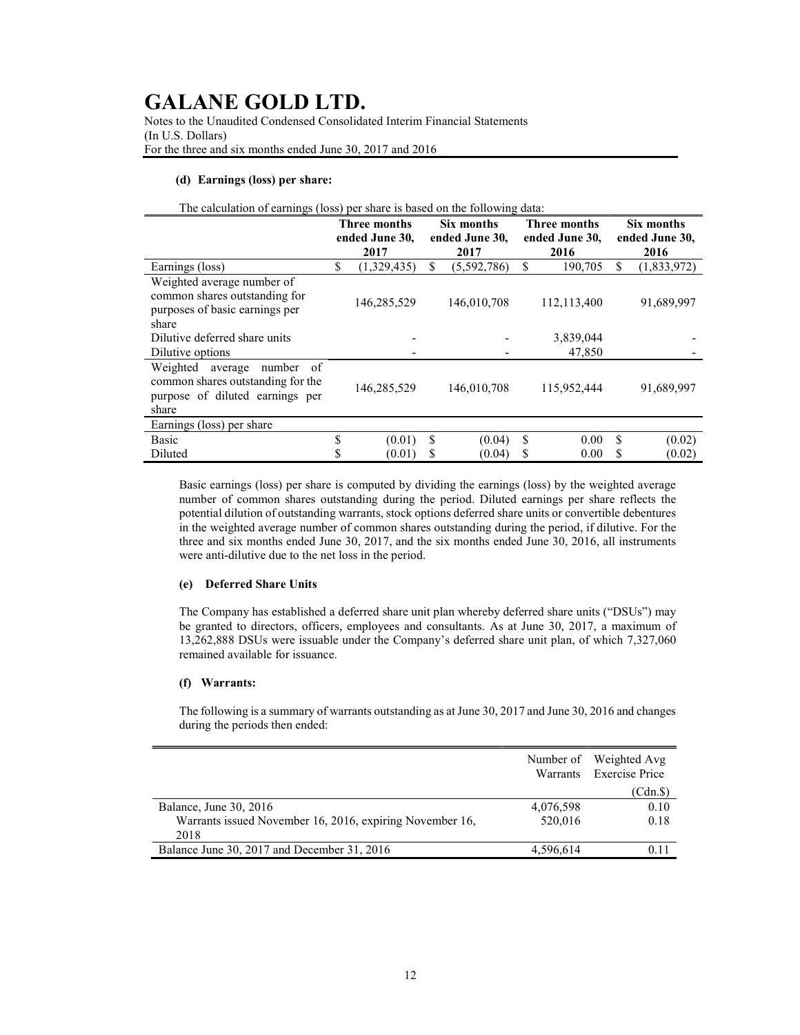#### (d) Earnings (loss) per share:

The calculation of earnings (loss) per share is based on the following data:

| | Three months ended June 30, 2017 | Six months ended June 30, 2017 | Three months ended June 30, 2016 | Six months ended June 30, 2016 |
|---|---|---|---|---|
| Earnings (loss) | $ (1,329,435) | $ (5,592,786) | $ 190,705 | $ (1,833,972) |
| Weighted average number of common shares outstanding for purposes of basic earnings per share | 146,285,529 | 146,010,708 | 112,113,400 | 91,689,997 |
| Dilutive deferred share units | - | - | 3,839,044 | - |
| Dilutive options | - | - | 47,850 | - |
| Weighted average number of common shares outstanding for the purpose of diluted earnings per share | 146,285,529 | 146,010,708 | 115,952,444 | 91,689,997 |
| Earnings (loss) per share | | | | |
| Basic | $ (0.01) | $ (0.04) | $ 0.00 | $ (0.02) |
| Diluted | $ (0.01) | $ (0.04) | $ 0.00 | $ (0.02) |

Basic earnings (loss) per share is computed by dividing the earnings (loss) by the weighted average number of common shares outstanding during the period. Diluted earnings per share reflects the potential dilution of outstanding warrants, stock options deferred share units or convertible debentures in the weighted average number of common shares outstanding during the period, if dilutive. For the three and six months ended June 30, 2017, and the six months ended June 30, 2016, all instruments were anti-dilutive due to the net loss in the period.

#### (e) Deferred Share Units

The Company has established a deferred share unit plan whereby deferred share units ("DSUs") may be granted to directors, officers, employees and consultants. As at June 30, 2017, a maximum of 13,262,888 DSUs were issuable under the Company's deferred share unit plan, of which 7,327,060 remained available for issuance.

#### (f) Warrants:

The following is a summary of warrants outstanding as at June 30, 2017 and June 30, 2016 and changes during the periods then ended:

| | Number of Warrants | Weighted Avg Exercise Price (Cdn.$) |
|---|---|---|
| Balance, June 30, 2016 | 4,076,598 | 0.10 |
| Warrants issued November 16, 2016, expiring November 16, 2018 | 520,016 | 0.18 |
| Balance June 30, 2017 and December 31, 2016 | 4,596,614 | 0.11 |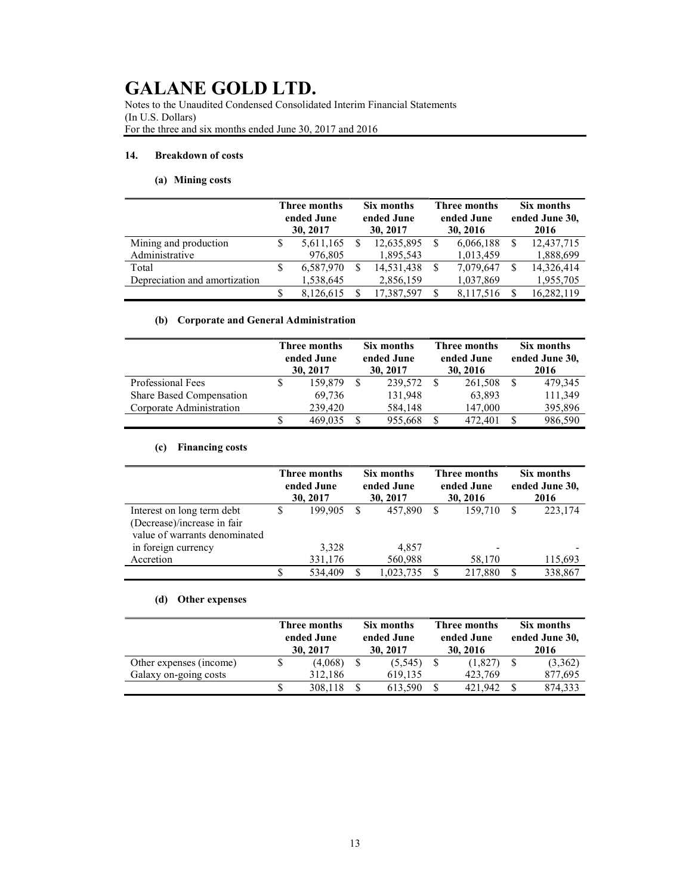# GALANE GOLD LTD.

Notes to the Unaudited Condensed Consolidated Interim Financial Statements
(In U.S. Dollars)
For the three and six months ended June 30, 2017 and 2016

## 14. Breakdown of costs

### (a) Mining costs

| | Three months ended June 30, 2017 | Six months ended June 30, 2017 | Three months ended June 30, 2016 | Six months ended June 30, 2016 |
|---|---|---|---|---|
| Mining and production | $ 5,611,165 | $ 12,635,895 | $ 6,066,188 | $ 12,437,715 |
| Administrative | 976,805 | 1,895,543 | 1,013,459 | 1,888,699 |
| Total | $ 6,587,970 | $ 14,531,438 | $ 7,079,647 | $ 14,326,414 |
| Depreciation and amortization | 1,538,645 | 2,856,159 | 1,037,869 | 1,955,705 |
| | $ 8,126,615 | $ 17,387,597 | $ 8,117,516 | $ 16,282,119 |

### (b) Corporate and General Administration

| | Three months ended June 30, 2017 | Six months ended June 30, 2017 | Three months ended June 30, 2016 | Six months ended June 30, 2016 |
|---|---|---|---|---|
| Professional Fees | $ 159,879 | $ 239,572 | $ 261,508 | $ 479,345 |
| Share Based Compensation | 69,736 | 131,948 | 63,893 | 111,349 |
| Corporate Administration | 239,420 | 584,148 | 147,000 | 395,896 |
| | $ 469,035 | $ 955,668 | $ 472,401 | $ 986,590 |

### (c) Financing costs

| | Three months ended June 30, 2017 | Six months ended June 30, 2017 | Three months ended June 30, 2016 | Six months ended June 30, 2016 |
|---|---|---|---|---|
| Interest on long term debt | $ 199,905 | $ 457,890 | $ 159,710 | $ 223,174 |
| (Decrease)/increase in fair value of warrants denominated in foreign currency | 3,328 | 4,857 | - | - |
| Accretion | 331,176 | 560,988 | 58,170 | 115,693 |
| | $ 534,409 | $ 1,023,735 | $ 217,880 | $ 338,867 |

### (d) Other expenses

| | Three months ended June 30, 2017 | Six months ended June 30, 2017 | Three months ended June 30, 2016 | Six months ended June 30, 2016 |
|---|---|---|---|---|
| Other expenses (income) | $ (4,068) | $ (5,545) | $ (1,827) | $ (3,362) |
| Galaxy on-going costs | 312,186 | 619,135 | 423,769 | 877,695 |
| | $ 308,118 | $ 613,590 | $ 421,942 | $ 874,333 |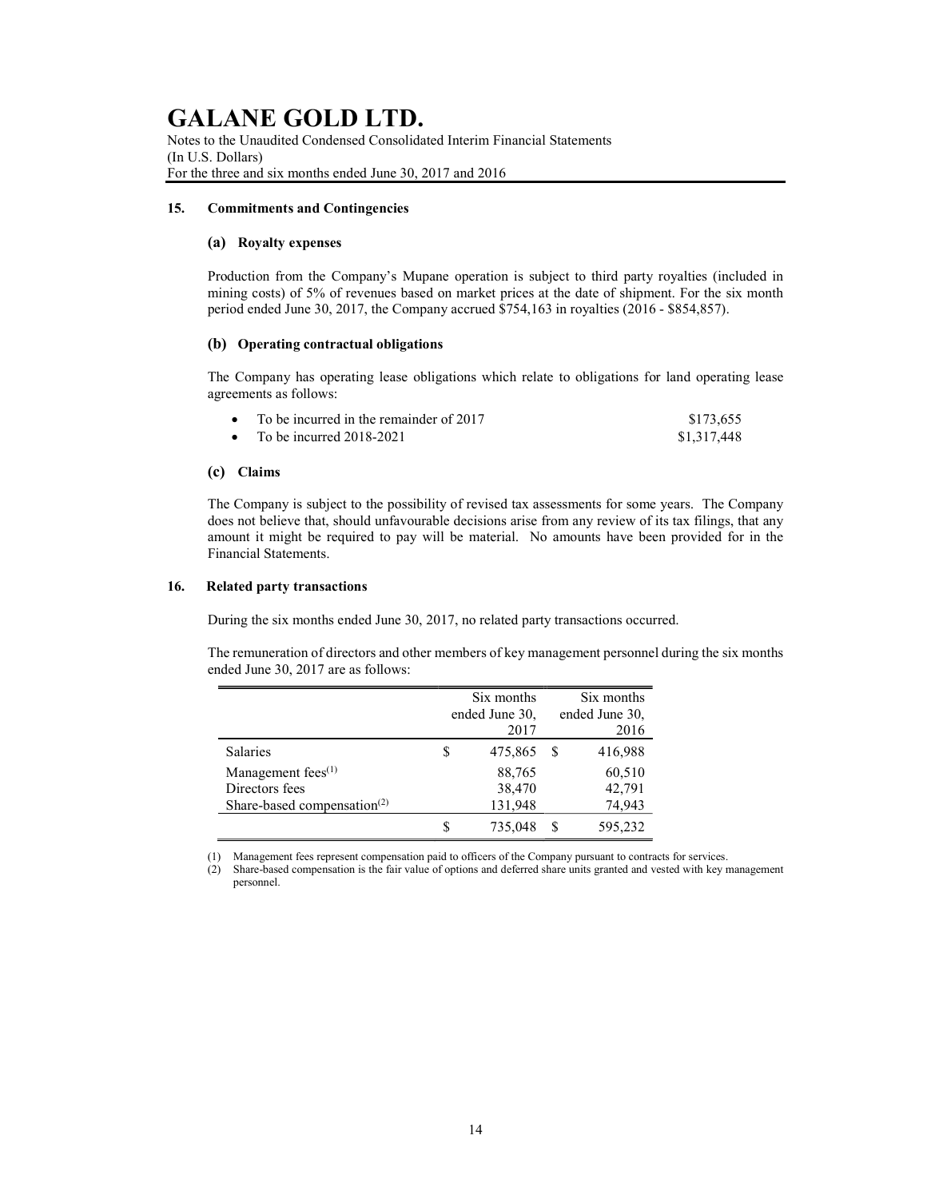## 15. Commitments and Contingencies

### (a) Royalty expenses

Production from the Company's Mupane operation is subject to third party royalties (included in mining costs) of 5% of revenues based on market prices at the date of shipment. For the six month period ended June 30, 2017, the Company accrued $754,163 in royalties (2016 - $854,857).

### (b) Operating contractual obligations

The Company has operating lease obligations which relate to obligations for land operating lease agreements as follows:

- To be incurred in the remainder of 2017 — $173,655
- To be incurred 2018-2021 — $1,317,448

### (c) Claims

The Company is subject to the possibility of revised tax assessments for some years. The Company does not believe that, should unfavourable decisions arise from any review of its tax filings, that any amount it might be required to pay will be material. No amounts have been provided for in the Financial Statements.

## 16. Related party transactions

During the six months ended June 30, 2017, no related party transactions occurred.

The remuneration of directors and other members of key management personnel during the six months ended June 30, 2017 are as follows:

| | Six months ended June 30, 2017 | Six months ended June 30, 2016 |
|---|---|---|
| Salaries | $ 475,865 | $ 416,988 |
| Management fees[(1)] | 88,765 | 60,510 |
| Directors fees | 38,470 | 42,791 |
| Share-based compensation[(2)] | 131,948 | 74,943 |
| | $ 735,048 | $ 595,232 |

(1) Management fees represent compensation paid to officers of the Company pursuant to contracts for services.
(2) Share-based compensation is the fair value of options and deferred share units granted and vested with key management personnel.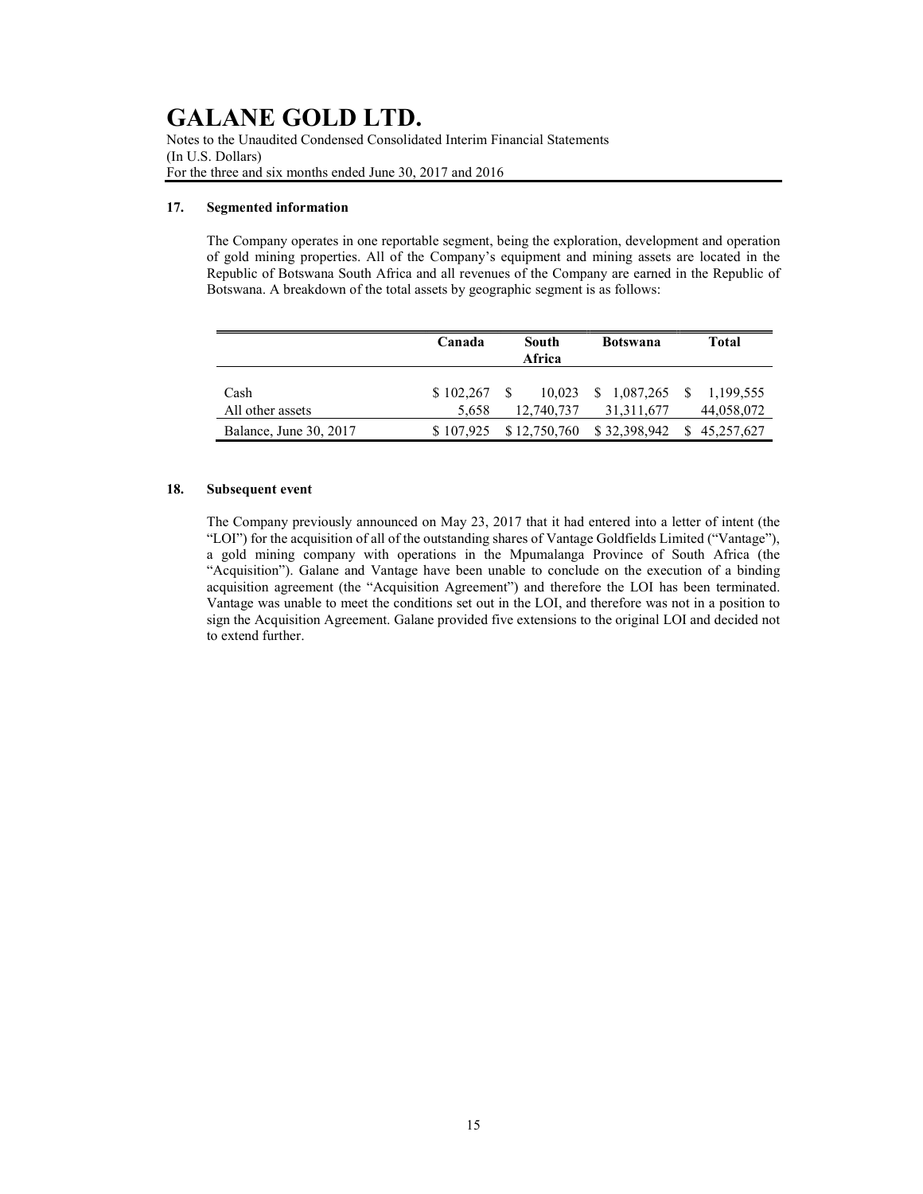# GALANE GOLD LTD.

Notes to the Unaudited Condensed Consolidated Interim Financial Statements
(In U.S. Dollars)
For the three and six months ended June 30, 2017 and 2016

## 17. Segmented information

The Company operates in one reportable segment, being the exploration, development and operation of gold mining properties. All of the Company's equipment and mining assets are located in the Republic of Botswana South Africa and all revenues of the Company are earned in the Republic of Botswana. A breakdown of the total assets by geographic segment is as follows:

| | Canada | South Africa | Botswana | Total |
|---|---|---|---|---|
| Cash | $ 102,267 | $ 10,023 | $ 1,087,265 | $ 1,199,555 |
| All other assets | 5,658 | 12,740,737 | 31,311,677 | 44,058,072 |
| Balance, June 30, 2017 | $ 107,925 | $ 12,750,760 | $ 32,398,942 | $ 45,257,627 |

## 18. Subsequent event

The Company previously announced on May 23, 2017 that it had entered into a letter of intent (the "LOI") for the acquisition of all of the outstanding shares of Vantage Goldfields Limited ("Vantage"), a gold mining company with operations in the Mpumalanga Province of South Africa (the "Acquisition"). Galane and Vantage have been unable to conclude on the execution of a binding acquisition agreement (the "Acquisition Agreement") and therefore the LOI has been terminated. Vantage was unable to meet the conditions set out in the LOI, and therefore was not in a position to sign the Acquisition Agreement. Galane provided five extensions to the original LOI and decided not to extend further.